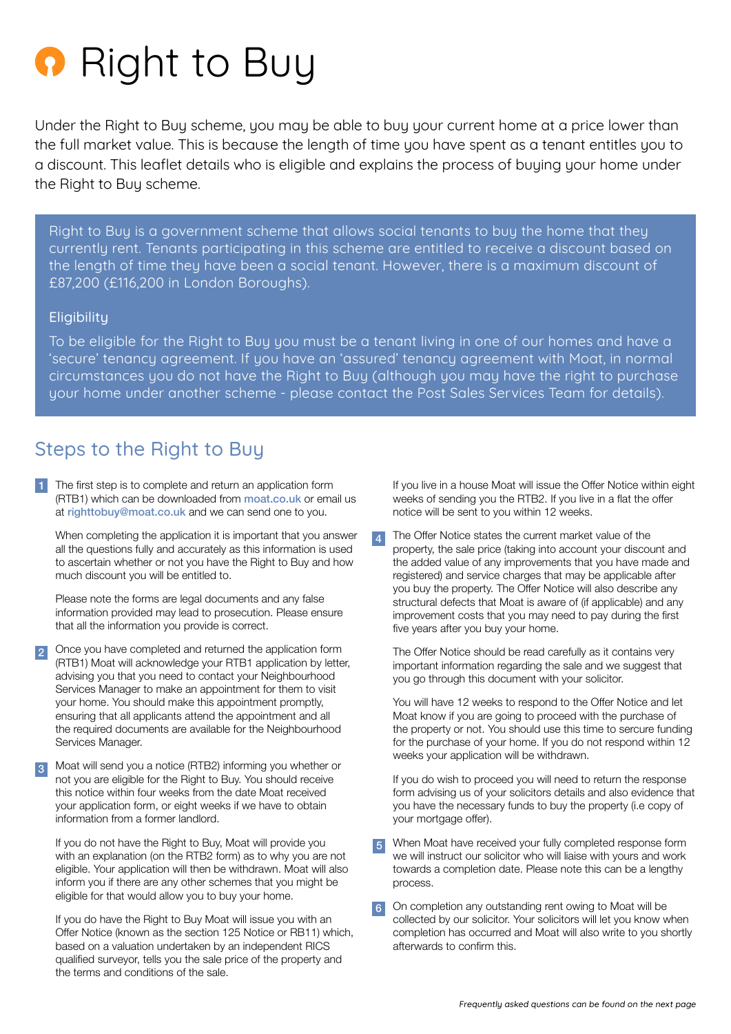# Right to Buy

Under the Right to Buy scheme, you may be able to buy your current home at a price lower than the full market value. This is because the length of time you have spent as a tenant entitles you to a discount. This leaflet details who is eligible and explains the process of buying your home under the Right to Buy scheme.

Right to Buy is a government scheme that allows social tenants to buy the home that they currently rent. Tenants participating in this scheme are entitled to receive a discount based on the length of time they have been a social tenant. However, there is a maximum discount of £87,200 (£116,200 in London Boroughs).

### Eligibility

To be eligible for the Right to Buy you must be a tenant living in one of our homes and have a 'secure' tenancy agreement. If you have an 'assured' tenancy agreement with Moat, in normal circumstances you do not have the Right to Buy (although you may have the right to purchase your home under another scheme - please contact the Post Sales Services Team for details).

## Steps to the Right to Buy

1. The first step is to complete and return an application form (RTB1) which can be downloaded from moat.co.uk or email us at righttobuy@moat.co.uk and we can send one to you.

   When completing the application it is important that you answer all the questions fully and accurately as this information is used to ascertain whether or not you have the Right to Buy and how much discount you will be entitled to.

   Please note the forms are legal documents and any false information provided may lead to prosecution. Please ensure that all the information you provide is correct.

2. Once you have completed and returned the application form (RTB1) Moat will acknowledge your RTB1 application by letter, advising you that you need to contact your Neighbourhood Services Manager to make an appointment for them to visit your home. You should make this appointment promptly, ensuring that all applicants attend the appointment and all the required documents are available for the Neighbourhood Services Manager.

3. Moat will send you a notice (RTB2) informing you whether or not you are eligible for the Right to Buy. You should receive this notice within four weeks from the date Moat received your application form, or eight weeks if we have to obtain information from a former landlord.

   If you do not have the Right to Buy, Moat will provide you with an explanation (on the RTB2 form) as to why you are not eligible. Your application will then be withdrawn. Moat will also inform you if there are any other schemes that you might be eligible for that would allow you to buy your home.

   If you do have the Right to Buy Moat will issue you with an Offer Notice (known as the section 125 Notice or RB11) which, based on a valuation undertaken by an independent RICS qualified surveyor, tells you the sale price of the property and the terms and conditions of the sale.

   If you live in a house Moat will issue the Offer Notice within eight weeks of sending you the RTB2. If you live in a flat the offer notice will be sent to you within 12 weeks.

4. The Offer Notice states the current market value of the property, the sale price (taking into account your discount and the added value of any improvements that you have made and registered) and service charges that may be applicable after you buy the property. The Offer Notice will also describe any structural defects that Moat is aware of (if applicable) and any improvement costs that you may need to pay during the first five years after you buy your home.

   The Offer Notice should be read carefully as it contains very important information regarding the sale and we suggest that you go through this document with your solicitor.

   You will have 12 weeks to respond to the Offer Notice and let Moat know if you are going to proceed with the purchase of the property or not. You should use this time to sercure funding for the purchase of your home. If you do not respond within 12 weeks your application will be withdrawn.

   If you do wish to proceed you will need to return the response form advising us of your solicitors details and also evidence that you have the necessary funds to buy the property (i.e copy of your mortgage offer).

5. When Moat have received your fully completed response form we will instruct our solicitor who will liaise with yours and work towards a completion date. Please note this can be a lengthy process.

6. On completion any outstanding rent owing to Moat will be collected by our solicitor. Your solicitors will let you know when completion has occurred and Moat will also write to you shortly afterwards to confirm this.

*Frequently asked questions can be found on the next page*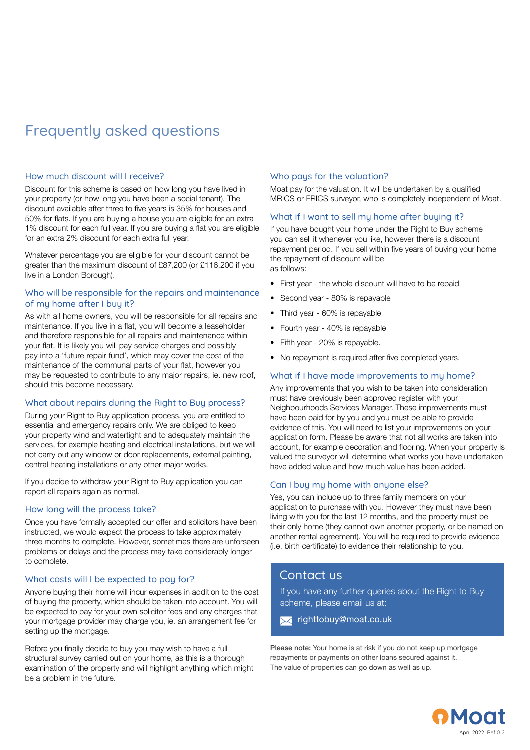# Frequently asked questions

## How much discount will I receive?

Discount for this scheme is based on how long you have lived in your property (or how long you have been a social tenant). The discount available after three to five years is 35% for houses and 50% for flats. If you are buying a house you are eligible for an extra 1% discount for each full year. If you are buying a flat you are eligible for an extra 2% discount for each extra full year.

Whatever percentage you are eligible for your discount cannot be greater than the maximum discount of £87,200 (or £116,200 if you live in a London Borough).

## Who will be responsible for the repairs and maintenance of my home after I buy it?

As with all home owners, you will be responsible for all repairs and maintenance. If you live in a flat, you will become a leaseholder and therefore responsible for all repairs and maintenance within your flat. It is likely you will pay service charges and possibly pay into a 'future repair fund', which may cover the cost of the maintenance of the communal parts of your flat, however you may be requested to contribute to any major repairs, ie. new roof, should this become necessary.

## What about repairs during the Right to Buy process?

During your Right to Buy application process, you are entitled to essential and emergency repairs only. We are obliged to keep your property wind and watertight and to adequately maintain the services, for example heating and electrical installations, but we will not carry out any window or door replacements, external painting, central heating installations or any other major works.

If you decide to withdraw your Right to Buy application you can report all repairs again as normal.

## How long will the process take?

Once you have formally accepted our offer and solicitors have been instructed, we would expect the process to take approximately three months to complete. However, sometimes there are unforseen problems or delays and the process may take considerably longer to complete.

## What costs will I be expected to pay for?

Anyone buying their home will incur expenses in addition to the cost of buying the property, which should be taken into account. You will be expected to pay for your own solicitor fees and any charges that your mortgage provider may charge you, ie. an arrangement fee for setting up the mortgage.

Before you finally decide to buy you may wish to have a full structural survey carried out on your home, as this is a thorough examination of the property and will highlight anything which might be a problem in the future.

## Who pays for the valuation?

Moat pay for the valuation. It will be undertaken by a qualified MRICS or FRICS surveyor, who is completely independent of Moat.

## What if I want to sell my home after buying it?

If you have bought your home under the Right to Buy scheme you can sell it whenever you like, however there is a discount repayment period. If you sell within five years of buying your home the repayment of discount will be as follows:

- First year - the whole discount will have to be repaid
- Second year - 80% is repayable
- Third year - 60% is repayable
- Fourth year - 40% is repayable
- Fifth year - 20% is repayable.
- No repayment is required after five completed years.

## What if I have made improvements to my home?

Any improvements that you wish to be taken into consideration must have previously been approved register with your Neighbourhoods Services Manager. These improvements must have been paid for by you and you must be able to provide evidence of this. You will need to list your improvements on your application form. Please be aware that not all works are taken into account, for example decoration and flooring. When your property is valued the surveyor will determine what works you have undertaken have added value and how much value has been added.

## Can I buy my home with anyone else?

Yes, you can include up to three family members on your application to purchase with you. However they must have been living with you for the last 12 months, and the property must be their only home (they cannot own another property, or be named on another rental agreement). You will be required to provide evidence (i.e. birth certificate) to evidence their relationship to you.

## Contact us

If you have any further queries about the Right to Buy scheme, please email us at:

righttobuy@moat.co.uk

**Please note:** Your home is at risk if you do not keep up mortgage repayments or payments on other loans secured against it. The value of properties can go down as well as up.

Moat

April 2022 Ref 012